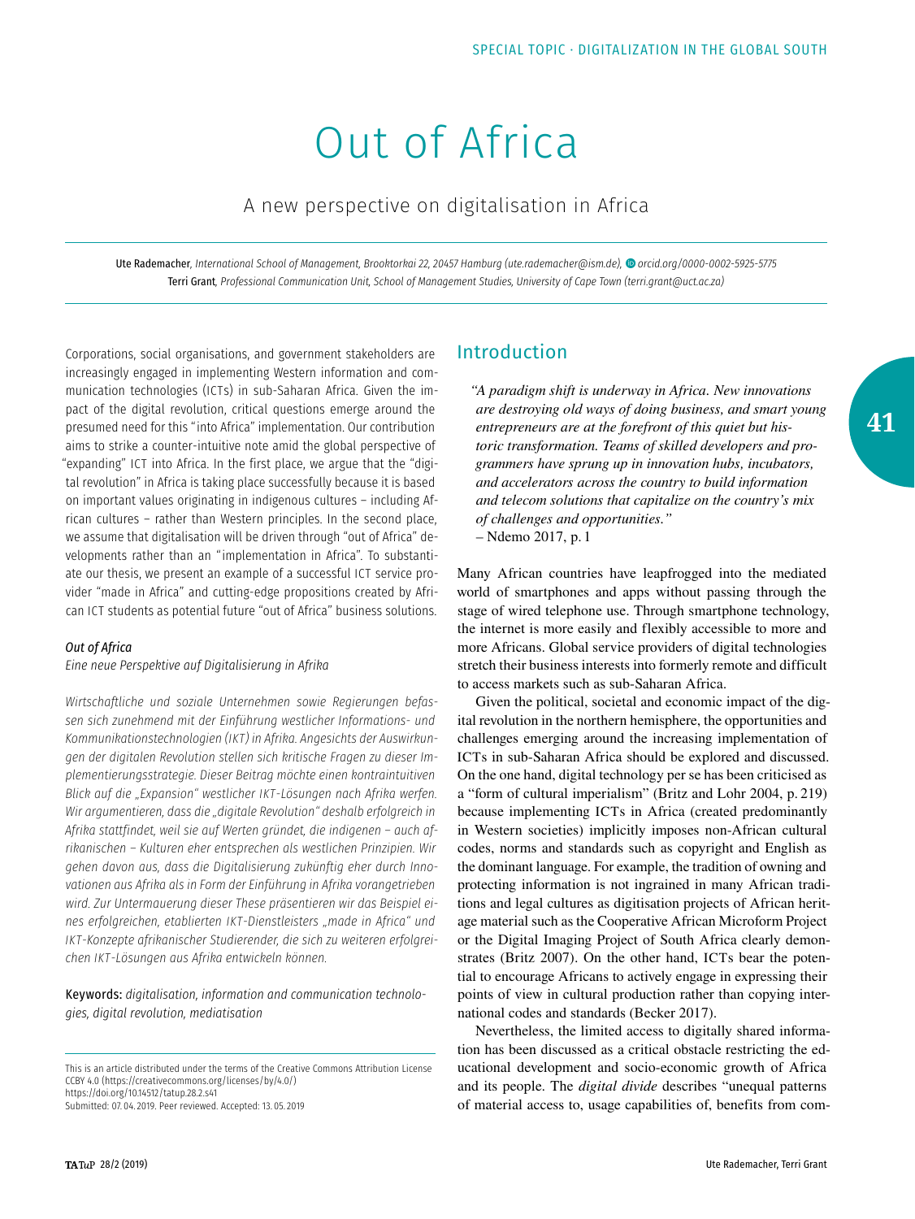# Out of Africa

## A new perspective on digitalisation in Africa

Ute Rademacher, *International School of Management, Brooktorkai 22, 20457 Hamburg (ute.rademacher@ism.de), orcid.org/0000-0002-5925-5775*
Terri Grant, *Professional Communication Unit, School of Management Studies, University of Cape Town (terri.grant@uct.ac.za)*

Corporations, social organisations, and government stakeholders are increasingly engaged in implementing Western information and communication technologies (ICTs) in sub-Saharan Africa. Given the impact of the digital revolution, critical questions emerge around the presumed need for this "into Africa" implementation. Our contribution aims to strike a counter-intuitive note amid the global perspective of "expanding" ICT into Africa. In the first place, we argue that the "digital revolution" in Africa is taking place successfully because it is based on important values originating in indigenous cultures – including African cultures – rather than Western principles. In the second place, we assume that digitalisation will be driven through "out of Africa" developments rather than an "implementation in Africa". To substantiate our thesis, we present an example of a successful ICT service provider "made in Africa" and cutting-edge propositions created by African ICT students as potential future "out of Africa" business solutions.

*Out of Africa*

*Eine neue Perspektive auf Digitalisierung in Afrika*

*Wirtschaftliche und soziale Unternehmen sowie Regierungen befassen sich zunehmend mit der Einführung westlicher Informations- und Kommunikationstechnologien (IKT) in Afrika. Angesichts der Auswirkungen der digitalen Revolution stellen sich kritische Fragen zu dieser Implementierungsstrategie. Dieser Beitrag möchte einen kontraintuitiven Blick auf die „Expansion" westlicher IKT-Lösungen nach Afrika werfen. Wir argumentieren, dass die „digitale Revolution" deshalb erfolgreich in Afrika stattfindet, weil sie auf Werten gründet, die indigenen – auch afrikanischen – Kulturen eher entsprechen als westlichen Prinzipien. Wir gehen davon aus, dass die Digitalisierung zukünftig eher durch Innovationen aus Afrika als in Form der Einführung in Afrika vorangetrieben wird. Zur Untermauerung dieser These präsentieren wir das Beispiel eines erfolgreichen, etablierten IKT-Dienstleisters „made in Africa" und IKT-Konzepte afrikanischer Studierender, die sich zu weiteren erfolgreichen IKT-Lösungen aus Afrika entwickeln können.*

Keywords: *digitalisation, information and communication technologies, digital revolution, mediatisation*

This is an article distributed under the terms of the Creative Commons Attribution License CCBY 4.0 (https://creativecommons.org/licenses/by/4.0/)
https://doi.org/10.14512/tatup.28.2.s41
Submitted: 07.04.2019. Peer reviewed. Accepted: 13.05.2019

## Introduction

> *"A paradigm shift is underway in Africa. New innovations are destroying old ways of doing business, and smart young entrepreneurs are at the forefront of this quiet but historic transformation. Teams of skilled developers and programmers have sprung up in innovation hubs, incubators, and accelerators across the country to build information and telecom solutions that capitalize on the country's mix of challenges and opportunities."*
> – Ndemo 2017, p. 1

Many African countries have leapfrogged into the mediated world of smartphones and apps without passing through the stage of wired telephone use. Through smartphone technology, the internet is more easily and flexibly accessible to more and more Africans. Global service providers of digital technologies stretch their business interests into formerly remote and difficult to access markets such as sub-Saharan Africa.

Given the political, societal and economic impact of the digital revolution in the northern hemisphere, the opportunities and challenges emerging around the increasing implementation of ICTs in sub-Saharan Africa should be explored and discussed. On the one hand, digital technology per se has been criticised as a "form of cultural imperialism" (Britz and Lohr 2004, p. 219) because implementing ICTs in Africa (created predominantly in Western societies) implicitly imposes non-African cultural codes, norms and standards such as copyright and English as the dominant language. For example, the tradition of owning and protecting information is not ingrained in many African traditions and legal cultures as digitisation projects of African heritage material such as the Cooperative African Microform Project or the Digital Imaging Project of South Africa clearly demonstrates (Britz 2007). On the other hand, ICTs bear the potential to encourage Africans to actively engage in expressing their points of view in cultural production rather than copying international codes and standards (Becker 2017).

Nevertheless, the limited access to digitally shared information has been discussed as a critical obstacle restricting the educational development and socio-economic growth of Africa and its people. The *digital divide* describes "unequal patterns of material access to, usage capabilities of, benefits from com-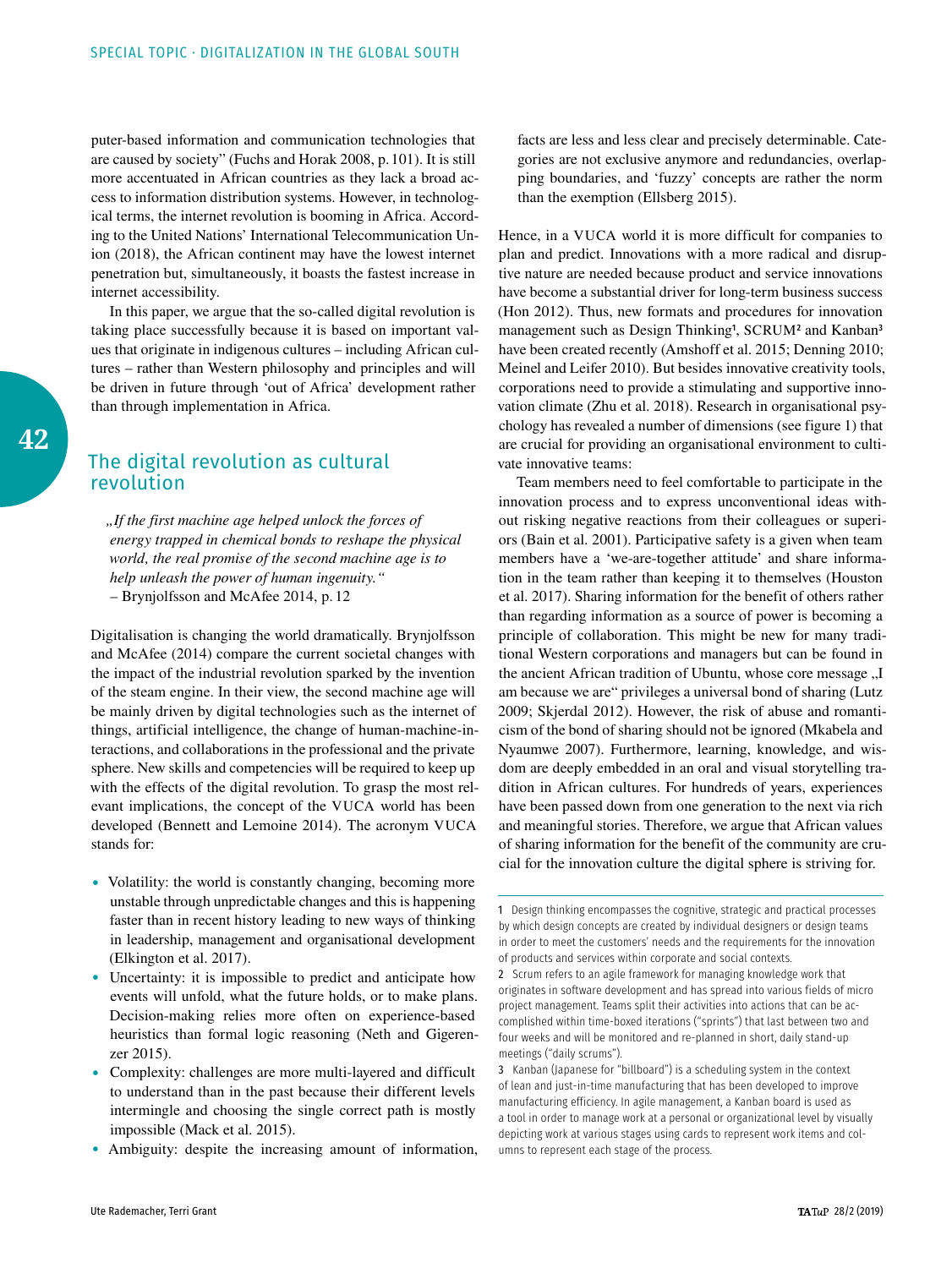puter-based information and communication technologies that are caused by society" (Fuchs and Horak 2008, p. 101). It is still more accentuated in African countries as they lack a broad access to information distribution systems. However, in technological terms, the internet revolution is booming in Africa. According to the United Nations' International Telecommunication Union (2018), the African continent may have the lowest internet penetration but, simultaneously, it boasts the fastest increase in internet accessibility.

In this paper, we argue that the so-called digital revolution is taking place successfully because it is based on important values that originate in indigenous cultures – including African cultures – rather than Western philosophy and principles and will be driven in future through 'out of Africa' development rather than through implementation in Africa.

## The digital revolution as cultural revolution

> *„If the first machine age helped unlock the forces of energy trapped in chemical bonds to reshape the physical world, the real promise of the second machine age is to help unleash the power of human ingenuity."*
> – Brynjolfsson and McAfee 2014, p. 12

Digitalisation is changing the world dramatically. Brynjolfsson and McAfee (2014) compare the current societal changes with the impact of the industrial revolution sparked by the invention of the steam engine. In their view, the second machine age will be mainly driven by digital technologies such as the internet of things, artificial intelligence, the change of human-machine-interactions, and collaborations in the professional and the private sphere. New skills and competencies will be required to keep up with the effects of the digital revolution. To grasp the most relevant implications, the concept of the VUCA world has been developed (Bennett and Lemoine 2014). The acronym VUCA stands for:

- Volatility: the world is constantly changing, becoming more unstable through unpredictable changes and this is happening faster than in recent history leading to new ways of thinking in leadership, management and organisational development (Elkington et al. 2017).
- Uncertainty: it is impossible to predict and anticipate how events will unfold, what the future holds, or to make plans. Decision-making relies more often on experience-based heuristics than formal logic reasoning (Neth and Gigerenzer 2015).
- Complexity: challenges are more multi-layered and difficult to understand than in the past because their different levels intermingle and choosing the single correct path is mostly impossible (Mack et al. 2015).
- Ambiguity: despite the increasing amount of information, facts are less and less clear and precisely determinable. Categories are not exclusive anymore and redundancies, overlapping boundaries, and 'fuzzy' concepts are rather the norm than the exemption (Ellsberg 2015).

Hence, in a VUCA world it is more difficult for companies to plan and predict. Innovations with a more radical and disruptive nature are needed because product and service innovations have become a substantial driver for long-term business success (Hon 2012). Thus, new formats and procedures for innovation management such as Design Thinking[1], SCRUM[2] and Kanban[3] have been created recently (Amshoff et al. 2015; Denning 2010; Meinel and Leifer 2010). But besides innovative creativity tools, corporations need to provide a stimulating and supportive innovation climate (Zhu et al. 2018). Research in organisational psychology has revealed a number of dimensions (see figure 1) that are crucial for providing an organisational environment to cultivate innovative teams:

Team members need to feel comfortable to participate in the innovation process and to express unconventional ideas without risking negative reactions from their colleagues or superiors (Bain et al. 2001). Participative safety is a given when team members have a 'we-are-together attitude' and share information in the team rather than keeping it to themselves (Houston et al. 2017). Sharing information for the benefit of others rather than regarding information as a source of power is becoming a principle of collaboration. This might be new for many traditional Western corporations and managers but can be found in the ancient African tradition of Ubuntu, whose core message „I am because we are" privileges a universal bond of sharing (Lutz 2009; Skjerdal 2012). However, the risk of abuse and romanticism of the bond of sharing should not be ignored (Mkabela and Nyaumwe 2007). Furthermore, learning, knowledge, and wisdom are deeply embedded in an oral and visual storytelling tradition in African cultures. For hundreds of years, experiences have been passed down from one generation to the next via rich and meaningful stories. Therefore, we argue that African values of sharing information for the benefit of the community are crucial for the innovation culture the digital sphere is striving for.

---

1 Design thinking encompasses the cognitive, strategic and practical processes by which design concepts are created by individual designers or design teams in order to meet the customers' needs and the requirements for the innovation of products and services within corporate and social contexts.

2 Scrum refers to an agile framework for managing knowledge work that originates in software development and has spread into various fields of micro project management. Teams split their activities into actions that can be accomplished within time-boxed iterations ("sprints") that last between two and four weeks and will be monitored and re-planned in short, daily stand-up meetings ("daily scrums").

3 Kanban (Japanese for "billboard") is a scheduling system in the context of lean and just-in-time manufacturing that has been developed to improve manufacturing efficiency. In agile management, a Kanban board is used as a tool in order to manage work at a personal or organizational level by visually depicting work at various stages using cards to represent work items and columns to represent each stage of the process.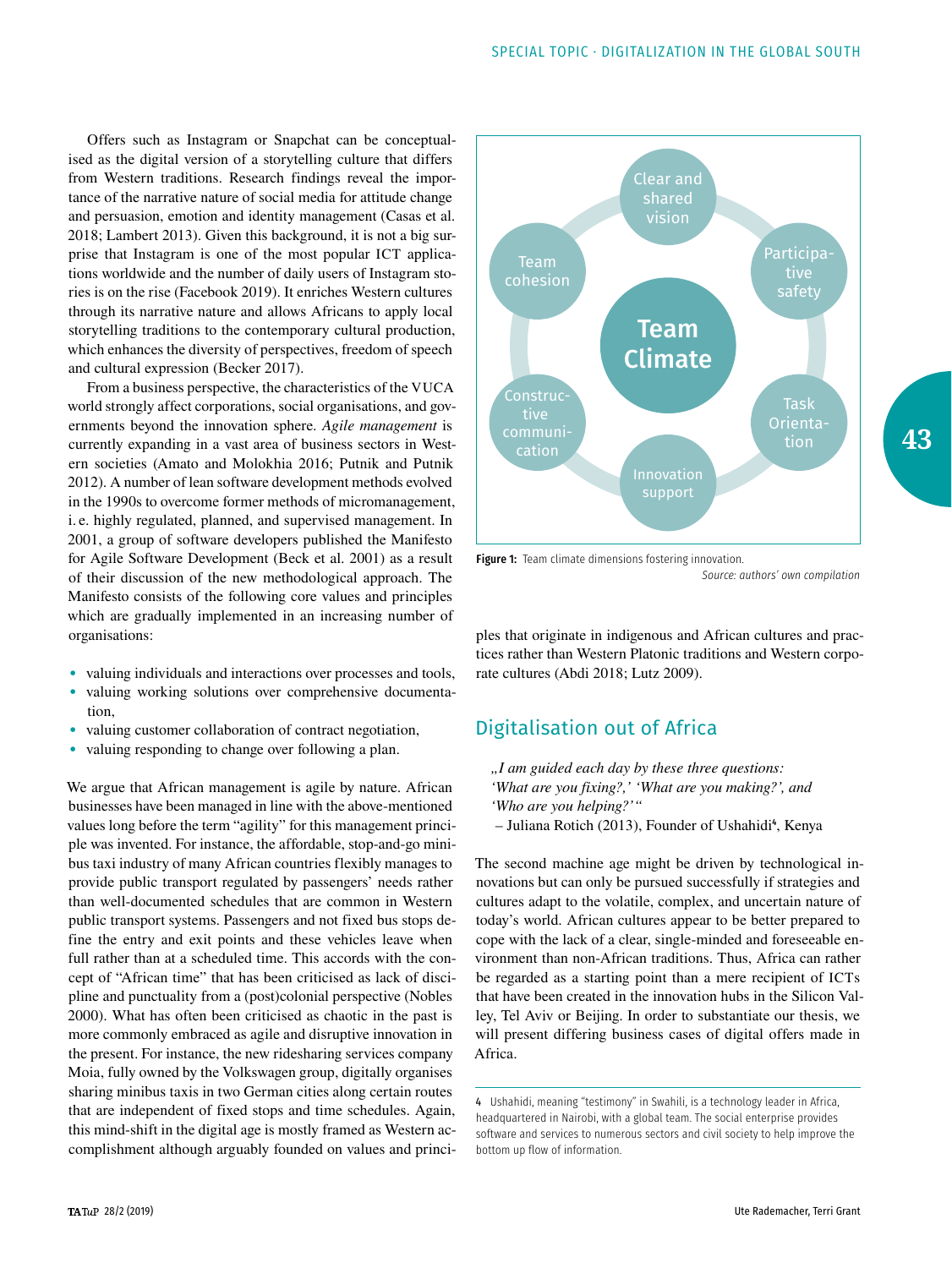Offers such as Instagram or Snapchat can be conceptualised as the digital version of a storytelling culture that differs from Western traditions. Research findings reveal the importance of the narrative nature of social media for attitude change and persuasion, emotion and identity management (Casas et al. 2018; Lambert 2013). Given this background, it is not a big surprise that Instagram is one of the most popular ICT applications worldwide and the number of daily users of Instagram stories is on the rise (Facebook 2019). It enriches Western cultures through its narrative nature and allows Africans to apply local storytelling traditions to the contemporary cultural production, which enhances the diversity of perspectives, freedom of speech and cultural expression (Becker 2017).

From a business perspective, the characteristics of the VUCA world strongly affect corporations, social organisations, and governments beyond the innovation sphere. *Agile management* is currently expanding in a vast area of business sectors in Western societies (Amato and Molokhia 2016; Putnik and Putnik 2012). A number of lean software development methods evolved in the 1990s to overcome former methods of micromanagement, i. e. highly regulated, planned, and supervised management. In 2001, a group of software developers published the Manifesto for Agile Software Development (Beck et al. 2001) as a result of their discussion of the new methodological approach. The Manifesto consists of the following core values and principles which are gradually implemented in an increasing number of organisations:

- valuing individuals and interactions over processes and tools,
- valuing working solutions over comprehensive documentation,
- valuing customer collaboration of contract negotiation,
- valuing responding to change over following a plan.

We argue that African management is agile by nature. African businesses have been managed in line with the above-mentioned values long before the term "agility" for this management principle was invented. For instance, the affordable, stop-and-go minibus taxi industry of many African countries flexibly manages to provide public transport regulated by passengers' needs rather than well-documented schedules that are common in Western public transport systems. Passengers and not fixed bus stops define the entry and exit points and these vehicles leave when full rather than at a scheduled time. This accords with the concept of "African time" that has been criticised as lack of discipline and punctuality from a (post)colonial perspective (Nobles 2000). What has often been criticised as chaotic in the past is more commonly embraced as agile and disruptive innovation in the present. For instance, the new ridesharing services company Moia, fully owned by the Volkswagen group, digitally organises sharing minibus taxis in two German cities along certain routes that are independent of fixed stops and time schedules. Again, this mind-shift in the digital age is mostly framed as Western accomplishment although arguably founded on values and principles that originate in indigenous and African cultures and practices rather than Western Platonic traditions and Western corporate cultures (Abdi 2018; Lutz 2009).

Team Climate — Clear and shared vision; Participative safety; Task Orientation; Innovation support; Constructive communication; Team cohesion

**Figure 1:** Team climate dimensions fostering innovation.
*Source: authors' own compilation*

## Digitalisation out of Africa

*„I am guided each day by these three questions: 'What are you fixing?,' 'What are you making?', and 'Who are you helping?'"*
– Juliana Rotich (2013), Founder of Ushahidi[4], Kenya

The second machine age might be driven by technological innovations but can only be pursued successfully if strategies and cultures adapt to the volatile, complex, and uncertain nature of today's world. African cultures appear to be better prepared to cope with the lack of a clear, single-minded and foreseeable environment than non-African traditions. Thus, Africa can rather be regarded as a starting point than a mere recipient of ICTs that have been created in the innovation hubs in the Silicon Valley, Tel Aviv or Beijing. In order to substantiate our thesis, we will present differing business cases of digital offers made in Africa.

4 Ushahidi, meaning "testimony" in Swahili, is a technology leader in Africa, headquartered in Nairobi, with a global team. The social enterprise provides software and services to numerous sectors and civil society to help improve the bottom up flow of information.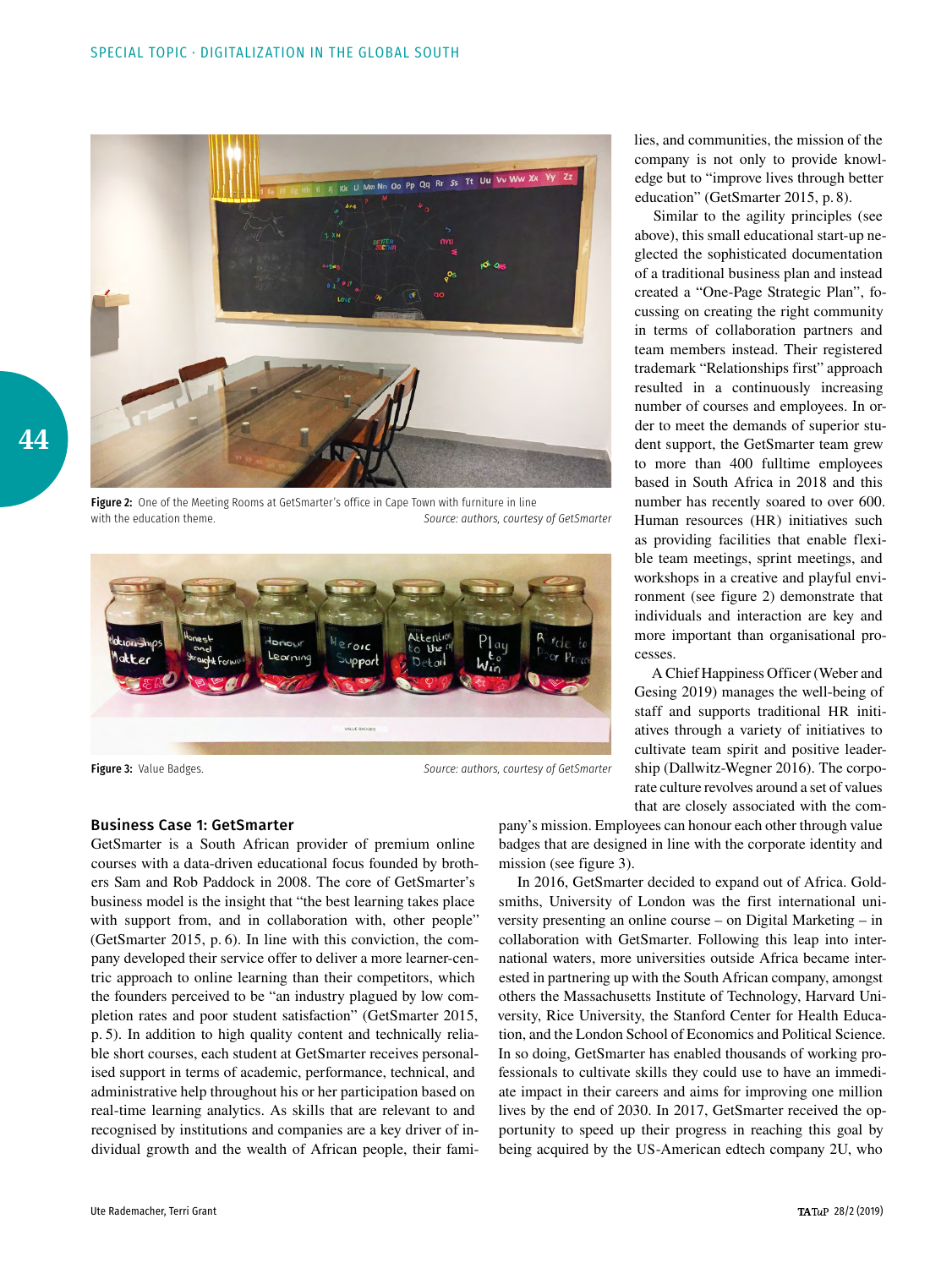Figure 2: One of the Meeting Rooms at GetSmarter's office in Cape Town with furniture in line with the education theme. *Source: authors, courtesy of GetSmarter*

Figure 3: Value Badges. *Source: authors, courtesy of GetSmarter*

### Business Case 1: GetSmarter

GetSmarter is a South African provider of premium online courses with a data-driven educational focus founded by brothers Sam and Rob Paddock in 2008. The core of GetSmarter's business model is the insight that "the best learning takes place with support from, and in collaboration with, other people" (GetSmarter 2015, p. 6). In line with this conviction, the company developed their service offer to deliver a more learner-centric approach to online learning than their competitors, which the founders perceived to be "an industry plagued by low completion rates and poor student satisfaction" (GetSmarter 2015, p. 5). In addition to high quality content and technically reliable short courses, each student at GetSmarter receives personalised support in terms of academic, performance, technical, and administrative help throughout his or her participation based on real-time learning analytics. As skills that are relevant to and recognised by institutions and companies are a key driver of individual growth and the wealth of African people, their families, and communities, the mission of the company is not only to provide knowledge but to "improve lives through better education" (GetSmarter 2015, p. 8).

Similar to the agility principles (see above), this small educational start-up neglected the sophisticated documentation of a traditional business plan and instead created a "One-Page Strategic Plan", focussing on creating the right community in terms of collaboration partners and team members instead. Their registered trademark "Relationships first" approach resulted in a continuously increasing number of courses and employees. In order to meet the demands of superior student support, the GetSmarter team grew to more than 400 fulltime employees based in South Africa in 2018 and this number has recently soared to over 600. Human resources (HR) initiatives such as providing facilities that enable flexible team meetings, sprint meetings, and workshops in a creative and playful environment (see figure 2) demonstrate that individuals and interaction are key and more important than organisational processes.

A Chief Happiness Officer (Weber and Gesing 2019) manages the well-being of staff and supports traditional HR initiatives through a variety of initiatives to cultivate team spirit and positive leadership (Dallwitz-Wegner 2016). The corporate culture revolves around a set of values that are closely associated with the company's mission. Employees can honour each other through value badges that are designed in line with the corporate identity and mission (see figure 3).

In 2016, GetSmarter decided to expand out of Africa. Goldsmiths, University of London was the first international university presenting an online course – on Digital Marketing – in collaboration with GetSmarter. Following this leap into international waters, more universities outside Africa became interested in partnering up with the South African company, amongst others the Massachusetts Institute of Technology, Harvard University, Rice University, the Stanford Center for Health Education, and the London School of Economics and Political Science. In so doing, GetSmarter has enabled thousands of working professionals to cultivate skills they could use to have an immediate impact in their careers and aims for improving one million lives by the end of 2030. In 2017, GetSmarter received the opportunity to speed up their progress in reaching this goal by being acquired by the US-American edtech company 2U, who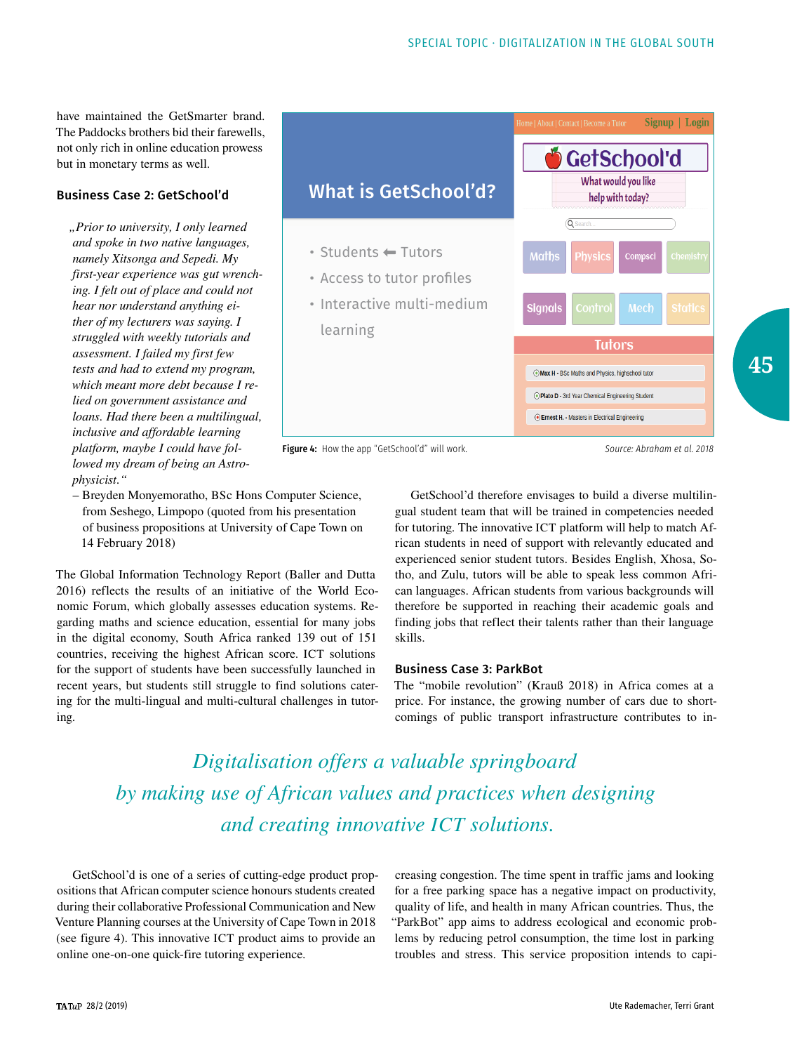have maintained the GetSmarter brand. The Paddocks brothers bid their farewells, not only rich in online education prowess but in monetary terms as well.

### Business Case 2: GetSchool'd

> *„Prior to university, I only learned and spoke in two native languages, namely Xitsonga and Sepedi. My first-year experience was gut wrenching. I felt out of place and could not hear nor understand anything either of my lecturers was saying. I struggled with weekly tutorials and assessment. I failed my first few tests and had to extend my program, which meant more debt because I relied on government assistance and loans. Had there been a multilingual, inclusive and affordable learning platform, maybe I could have followed my dream of being an Astrophysicist."*
>
> – Breyden Monyemoratho, BSc Hons Computer Science, from Seshego, Limpopo (quoted from his presentation of business propositions at University of Cape Town on 14 February 2018)

**Figure 4:** How the app "GetSchool'd" will work. *Source: Abraham et al. 2018*

The Global Information Technology Report (Baller and Dutta 2016) reflects the results of an initiative of the World Economic Forum, which globally assesses education systems. Regarding maths and science education, essential for many jobs in the digital economy, South Africa ranked 139 out of 151 countries, receiving the highest African score. ICT solutions for the support of students have been successfully launched in recent years, but students still struggle to find solutions catering for the multi-lingual and multi-cultural challenges in tutoring.

GetSchool'd therefore envisages to build a diverse multilingual student team that will be trained in competencies needed for tutoring. The innovative ICT platform will help to match African students in need of support with relevantly educated and experienced senior student tutors. Besides English, Xhosa, Sotho, and Zulu, tutors will be able to speak less common African languages. African students from various backgrounds will therefore be supported in reaching their academic goals and finding jobs that reflect their talents rather than their language skills.

### Business Case 3: ParkBot

The "mobile revolution" (Krauß 2018) in Africa comes at a price. For instance, the growing number of cars due to shortcomings of public transport infrastructure contributes to increasing congestion. The time spent in traffic jams and looking for a free parking space has a negative impact on productivity, quality of life, and health in many African countries. Thus, the "ParkBot" app aims to address ecological and economic problems by reducing petrol consumption, the time lost in parking troubles and stress. This service proposition intends to capi-

> *Digitalisation offers a valuable springboard by making use of African values and practices when designing and creating innovative ICT solutions.*

GetSchool'd is one of a series of cutting-edge product propositions that African computer science honours students created during their collaborative Professional Communication and New Venture Planning courses at the University of Cape Town in 2018 (see figure 4). This innovative ICT product aims to provide an online one-on-one quick-fire tutoring experience.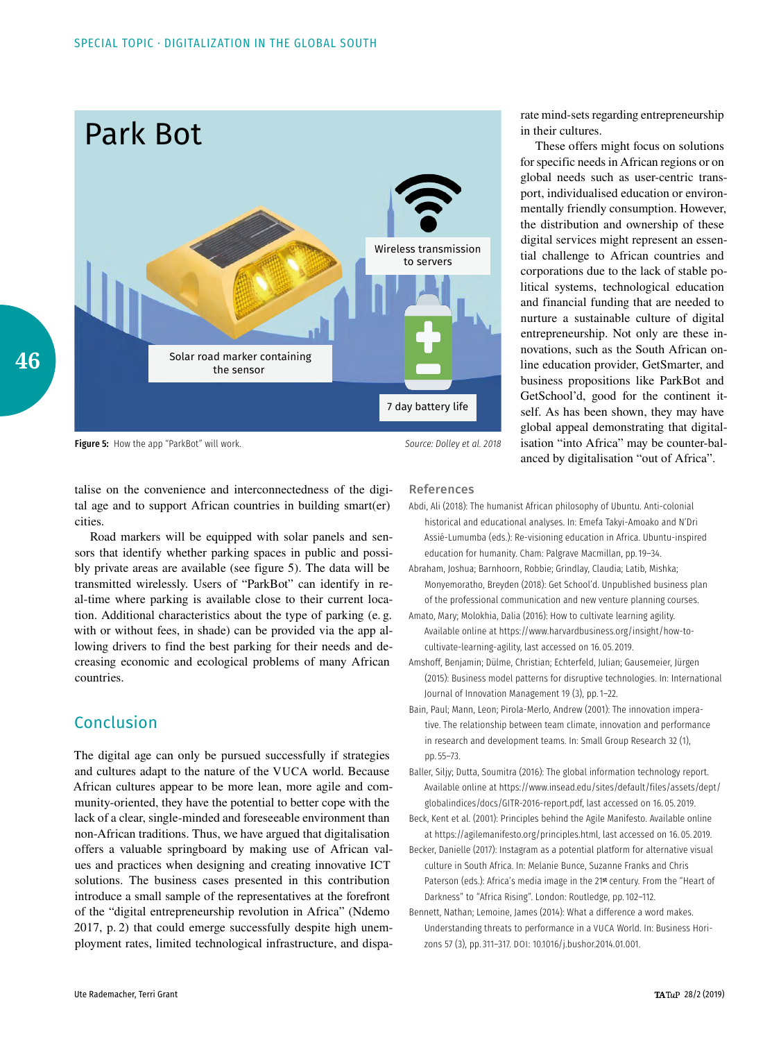Park Bot

Wireless transmission to servers

Solar road marker containing the sensor

7 day battery life

**Figure 5:** How the app "ParkBot" will work. *Source: Dolley et al. 2018*

talise on the convenience and interconnectedness of the digital age and to support African countries in building smart(er) cities.

Road markers will be equipped with solar panels and sensors that identify whether parking spaces in public and possibly private areas are available (see figure 5). The data will be transmitted wirelessly. Users of "ParkBot" can identify in real-time where parking is available close to their current location. Additional characteristics about the type of parking (e.g. with or without fees, in shade) can be provided via the app allowing drivers to find the best parking for their needs and decreasing economic and ecological problems of many African countries.

## Conclusion

The digital age can only be pursued successfully if strategies and cultures adapt to the nature of the VUCA world. Because African cultures appear to be more lean, more agile and community-oriented, they have the potential to better cope with the lack of a clear, single-minded and foreseeable environment than non-African traditions. Thus, we have argued that digitalisation offers a valuable springboard by making use of African values and practices when designing and creating innovative ICT solutions. The business cases presented in this contribution introduce a small sample of the representatives at the forefront of the "digital entrepreneurship revolution in Africa" (Ndemo 2017, p. 2) that could emerge successfully despite high unemployment rates, limited technological infrastructure, and disparate mind-sets regarding entrepreneurship in their cultures.

These offers might focus on solutions for specific needs in African regions or on global needs such as user-centric transport, individualised education or environmentally friendly consumption. However, the distribution and ownership of these digital services might represent an essential challenge to African countries and corporations due to the lack of stable political systems, technological education and financial funding that are needed to nurture a sustainable culture of digital entrepreneurship. Not only are these innovations, such as the South African online education provider, GetSmarter, and business propositions like ParkBot and GetSchool'd, good for the continent itself. As has been shown, they may have global appeal demonstrating that digitalisation "into Africa" may be counter-balanced by digitalisation "out of Africa".

## References

Abdi, Ali (2018): The humanist African philosophy of Ubuntu. Anti-colonial historical and educational analyses. In: Emefa Takyi-Amoako and N'Dri Assié-Lumumba (eds.): Re-visioning education in Africa. Ubuntu-inspired education for humanity. Cham: Palgrave Macmillan, pp. 19–34.

Abraham, Joshua; Barnhoorn, Robbie; Grindlay, Claudia; Latib, Mishka; Monyemoratho, Breyden (2018): Get School'd. Unpublished business plan of the professional communication and new venture planning courses.

Amato, Mary; Molokhia, Dalia (2016): How to cultivate learning agility. Available online at https://www.harvardbusiness.org/insight/how-to-cultivate-learning-agility, last accessed on 16. 05. 2019.

Amshoff, Benjamin; Dülme, Christian; Echterfeld, Julian; Gausemeier, Jürgen (2015): Business model patterns for disruptive technologies. In: International Journal of Innovation Management 19 (3), pp. 1–22.

Bain, Paul; Mann, Leon; Pirola-Merlo, Andrew (2001): The innovation imperative. The relationship between team climate, innovation and performance in research and development teams. In: Small Group Research 32 (1), pp. 55–73.

Baller, Silja; Dutta, Soumitra (2016): The global information technology report. Available online at https://www.insead.edu/sites/default/files/assets/dept/globalindices/docs/GITR-2016-report.pdf, last accessed on 16. 05. 2019.

Beck, Kent et al. (2001): Principles behind the Agile Manifesto. Available online at https://agilemanifesto.org/principles.html, last accessed on 16. 05. 2019.

Becker, Danielle (2017): Instagram as a potential platform for alternative visual culture in South Africa. In: Melanie Bunce, Suzanne Franks and Chris Paterson (eds.): Africa's media image in the 21st century. From the "Heart of Darkness" to "Africa Rising". London: Routledge, pp. 102–112.

Bennett, Nathan; Lemoine, James (2014): What a difference a word makes. Understanding threats to performance in a VUCA World. In: Business Horizons 57 (3), pp. 311–317. DOI: 10.1016/j.bushor.2014.01.001.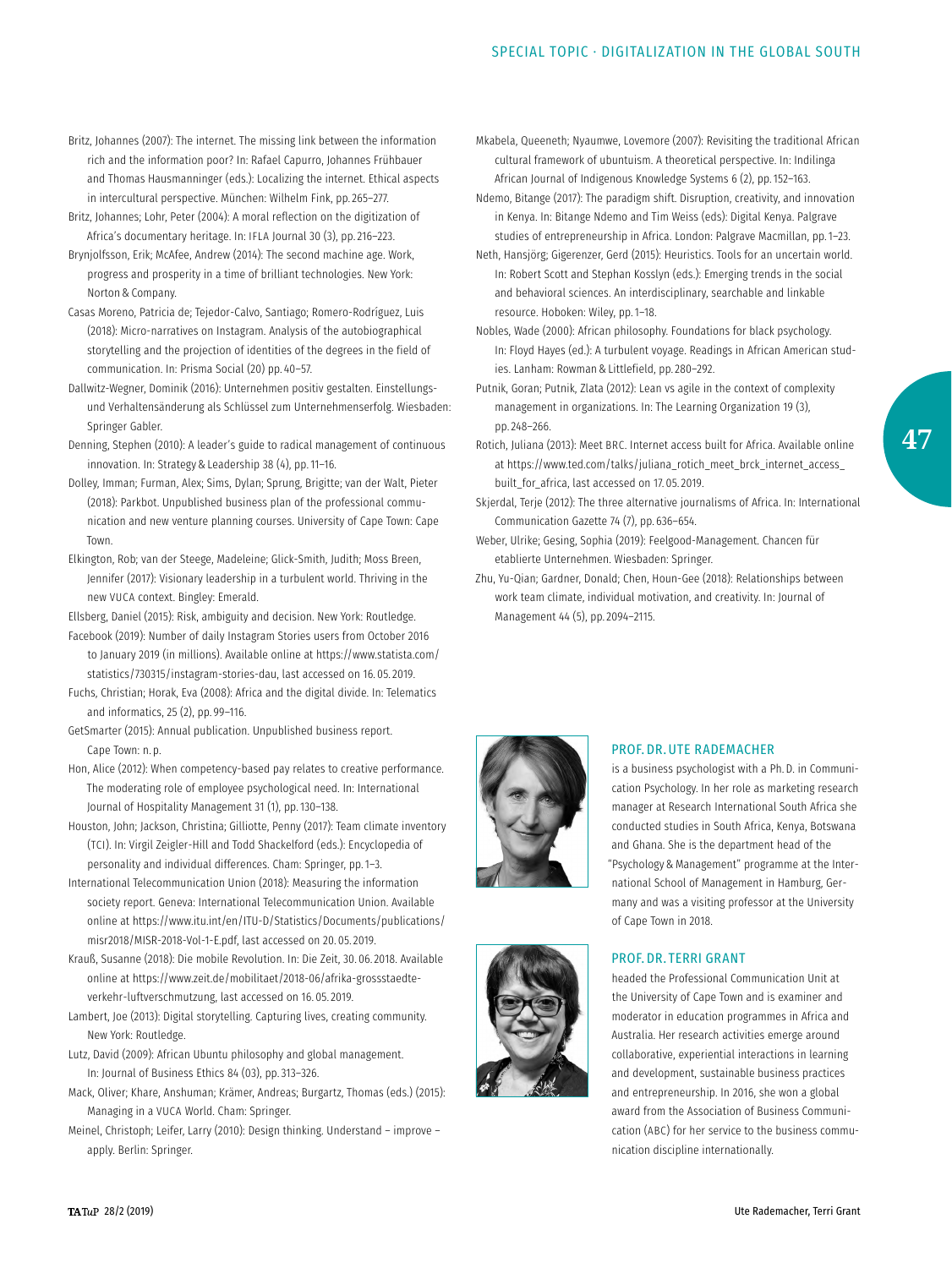Britz, Johannes (2007): The internet. The missing link between the information rich and the information poor? In: Rafael Capurro, Johannes Frühbauer and Thomas Hausmanninger (eds.): Localizing the internet. Ethical aspects in intercultural perspective. München: Wilhelm Fink, pp. 265–277.

Britz, Johannes; Lohr, Peter (2004): A moral reflection on the digitization of Africa's documentary heritage. In: IFLA Journal 30 (3), pp. 216–223.

Brynjolfsson, Erik; McAfee, Andrew (2014): The second machine age. Work, progress and prosperity in a time of brilliant technologies. New York: Norton & Company.

Casas Moreno, Patricia de; Tejedor-Calvo, Santiago; Romero-Rodríguez, Luis (2018): Micro-narratives on Instagram. Analysis of the autobiographical storytelling and the projection of identities of the degrees in the field of communication. In: Prisma Social (20) pp. 40–57.

Dallwitz-Wegner, Dominik (2016): Unternehmen positiv gestalten. Einstellungs- und Verhaltensänderung als Schlüssel zum Unternehmenserfolg. Wiesbaden: Springer Gabler.

Denning, Stephen (2010): A leader's guide to radical management of continuous innovation. In: Strategy & Leadership 38 (4), pp. 11–16.

Dolley, Imman; Furman, Alex; Sims, Dylan; Sprung, Brigitte; van der Walt, Pieter (2018): Parkbot. Unpublished business plan of the professional communication and new venture planning courses. University of Cape Town: Cape Town.

Elkington, Rob; van der Steege, Madeleine; Glick-Smith, Judith; Moss Breen, Jennifer (2017): Visionary leadership in a turbulent world. Thriving in the new VUCA context. Bingley: Emerald.

Ellsberg, Daniel (2015): Risk, ambiguity and decision. New York: Routledge.

Facebook (2019): Number of daily Instagram Stories users from October 2016 to January 2019 (in millions). Available online at https://www.statista.com/statistics/730315/instagram-stories-dau, last accessed on 16. 05. 2019.

Fuchs, Christian; Horak, Eva (2008): Africa and the digital divide. In: Telematics and informatics, 25 (2), pp. 99–116.

GetSmarter (2015): Annual publication. Unpublished business report. Cape Town: n. p.

Hon, Alice (2012): When competency-based pay relates to creative performance. The moderating role of employee psychological need. In: International Journal of Hospitality Management 31 (1), pp. 130–138.

Houston, John; Jackson, Christina; Gilliotte, Penny (2017): Team climate inventory (TCI). In: Virgil Zeigler-Hill and Todd Shackelford (eds.): Encyclopedia of personality and individual differences. Cham: Springer, pp. 1–3.

International Telecommunication Union (2018): Measuring the information society report. Geneva: International Telecommunication Union. Available online at https://www.itu.int/en/ITU-D/Statistics/Documents/publications/misr2018/MISR-2018-Vol-1-E.pdf, last accessed on 20. 05. 2019.

Krauß, Susanne (2018): Die mobile Revolution. In: Die Zeit, 30. 06. 2018. Available online at https://www.zeit.de/mobilitaet/2018-06/afrika-grossstaedte-verkehr-luftverschmutzung, last accessed on 16. 05. 2019.

Lambert, Joe (2013): Digital storytelling. Capturing lives, creating community. New York: Routledge.

Lutz, David (2009): African Ubuntu philosophy and global management. In: Journal of Business Ethics 84 (03), pp. 313–326.

Mack, Oliver; Khare, Anshuman; Krämer, Andreas; Burgartz, Thomas (eds.) (2015): Managing in a VUCA World. Cham: Springer.

Meinel, Christoph; Leifer, Larry (2010): Design thinking. Understand – improve – apply. Berlin: Springer.

Mkabela, Queeneth; Nyaumwe, Lovemore (2007): Revisiting the traditional African cultural framework of ubuntuism. A theoretical perspective. In: Indilinga African Journal of Indigenous Knowledge Systems 6 (2), pp. 152–163.

Ndemo, Bitange (2017): The paradigm shift. Disruption, creativity, and innovation in Kenya. In: Bitange Ndemo and Tim Weiss (eds): Digital Kenya. Palgrave studies of entrepreneurship in Africa. London: Palgrave Macmillan, pp. 1–23.

Neth, Hansjörg; Gigerenzer, Gerd (2015): Heuristics. Tools for an uncertain world. In: Robert Scott and Stephan Kosslyn (eds.): Emerging trends in the social and behavioral sciences. An interdisciplinary, searchable and linkable resource. Hoboken: Wiley, pp. 1–18.

Nobles, Wade (2000): African philosophy. Foundations for black psychology. In: Floyd Hayes (ed.): A turbulent voyage. Readings in African American studies. Lanham: Rowman & Littlefield, pp. 280–292.

Putnik, Goran; Putnik, Zlata (2012): Lean vs agile in the context of complexity management in organizations. In: The Learning Organization 19 (3), pp. 248–266.

Rotich, Juliana (2013): Meet BRC. Internet access built for Africa. Available online at https://www.ted.com/talks/juliana_rotich_meet_brck_internet_access_built_for_africa, last accessed on 17. 05. 2019.

Skjerdal, Terje (2012): The three alternative journalisms of Africa. In: International Communication Gazette 74 (7), pp. 636–654.

Weber, Ulrike; Gesing, Sophia (2019): Feelgood-Management. Chancen für etablierte Unternehmen. Wiesbaden: Springer.

Zhu, Yu-Qian; Gardner, Donald; Chen, Houn-Gee (2018): Relationships between work team climate, individual motivation, and creativity. In: Journal of Management 44 (5), pp. 2094–2115.

## PROF. DR. UTE RADEMACHER

is a business psychologist with a Ph. D. in Communication Psychology. In her role as marketing research manager at Research International South Africa she conducted studies in South Africa, Kenya, Botswana and Ghana. She is the department head of the "Psychology & Management" programme at the International School of Management in Hamburg, Germany and was a visiting professor at the University of Cape Town in 2018.

## PROF. DR. TERRI GRANT

headed the Professional Communication Unit at the University of Cape Town and is examiner and moderator in education programmes in Africa and Australia. Her research activities emerge around collaborative, experiential interactions in learning and development, sustainable business practices and entrepreneurship. In 2016, she won a global award from the Association of Business Communication (ABC) for her service to the business communication discipline internationally.